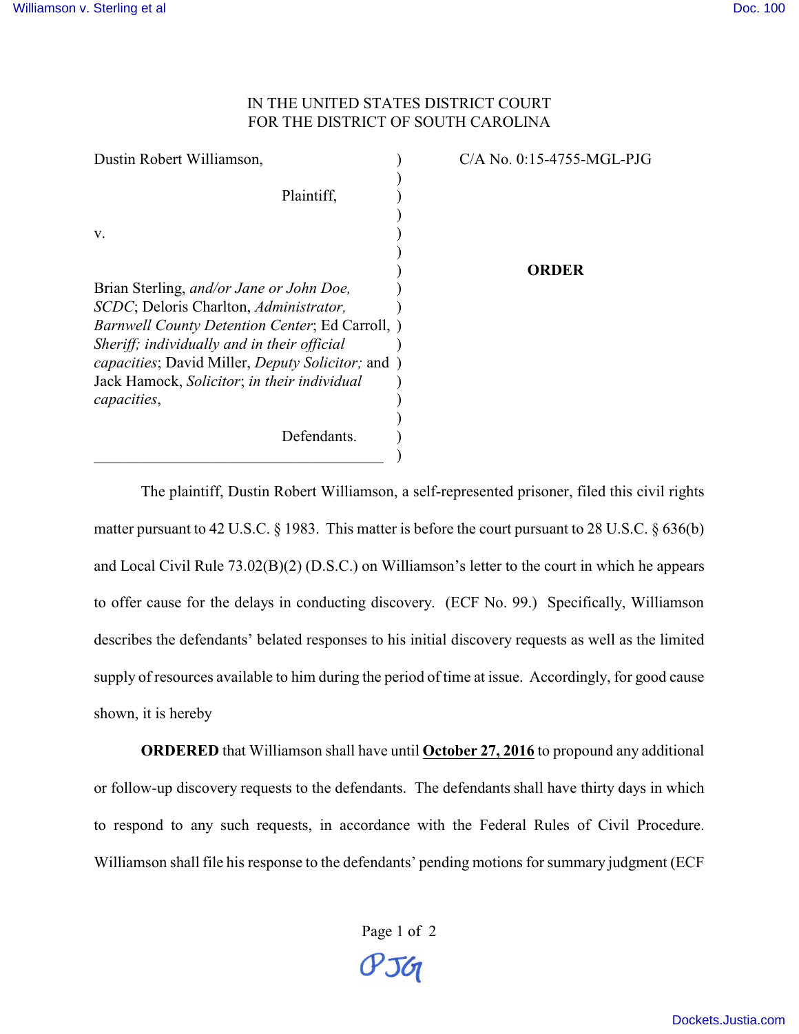IN THE UNITED STATES DISTRICT COURT
FOR THE DISTRICT OF SOUTH CAROLINA

| | | |
|---|---|---|
| Dustin Robert Williamson,<br><br>Plaintiff,<br><br>v.<br><br>Brian Sterling, *and/or Jane or John Doe, SCDC*; Deloris Charlton, *Administrator, Barnwell County Detention Center*; Ed Carroll, *Sheriff; individually and in their official capacities*; David Miller, *Deputy Solicitor;* and Jack Hamock, *Solicitor*; *in their individual capacities*,<br><br>Defendants. | ) | C/A No. 0:15-4755-MGL-PJG<br><br>**ORDER** |

The plaintiff, Dustin Robert Williamson, a self-represented prisoner, filed this civil rights matter pursuant to 42 U.S.C. § 1983. This matter is before the court pursuant to 28 U.S.C. § 636(b) and Local Civil Rule 73.02(B)(2) (D.S.C.) on Williamson's letter to the court in which he appears to offer cause for the delays in conducting discovery. (ECF No. 99.) Specifically, Williamson describes the defendants' belated responses to his initial discovery requests as well as the limited supply of resources available to him during the period of time at issue. Accordingly, for good cause shown, it is hereby

**ORDERED** that Williamson shall have until **October 27, 2016** to propound any additional or follow-up discovery requests to the defendants. The defendants shall have thirty days in which to respond to any such requests, in accordance with the Federal Rules of Civil Procedure. Williamson shall file his response to the defendants' pending motions for summary judgment (ECF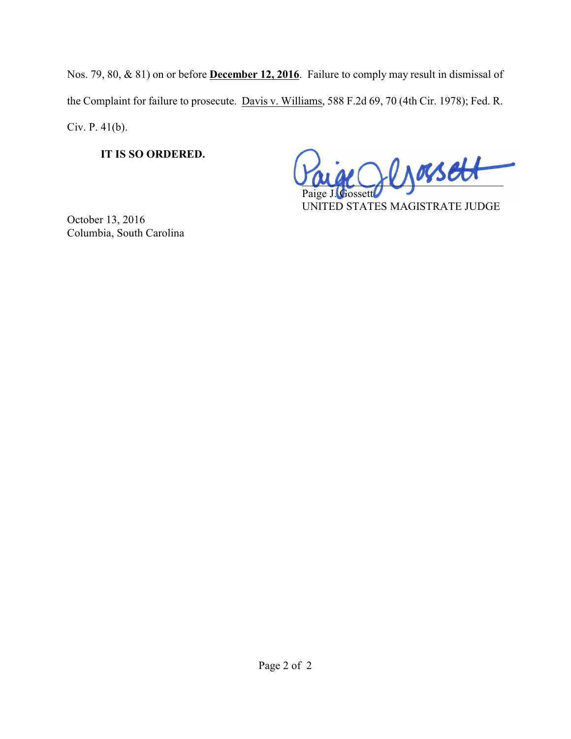Nos. 79, 80, & 81) on or before **December 12, 2016**. Failure to comply may result in dismissal of the Complaint for failure to prosecute. Davis v. Williams, 588 F.2d 69, 70 (4th Cir. 1978); Fed. R. Civ. P. 41(b).

**IT IS SO ORDERED.**

Paige J. Gossett
UNITED STATES MAGISTRATE JUDGE

October 13, 2016
Columbia, South Carolina